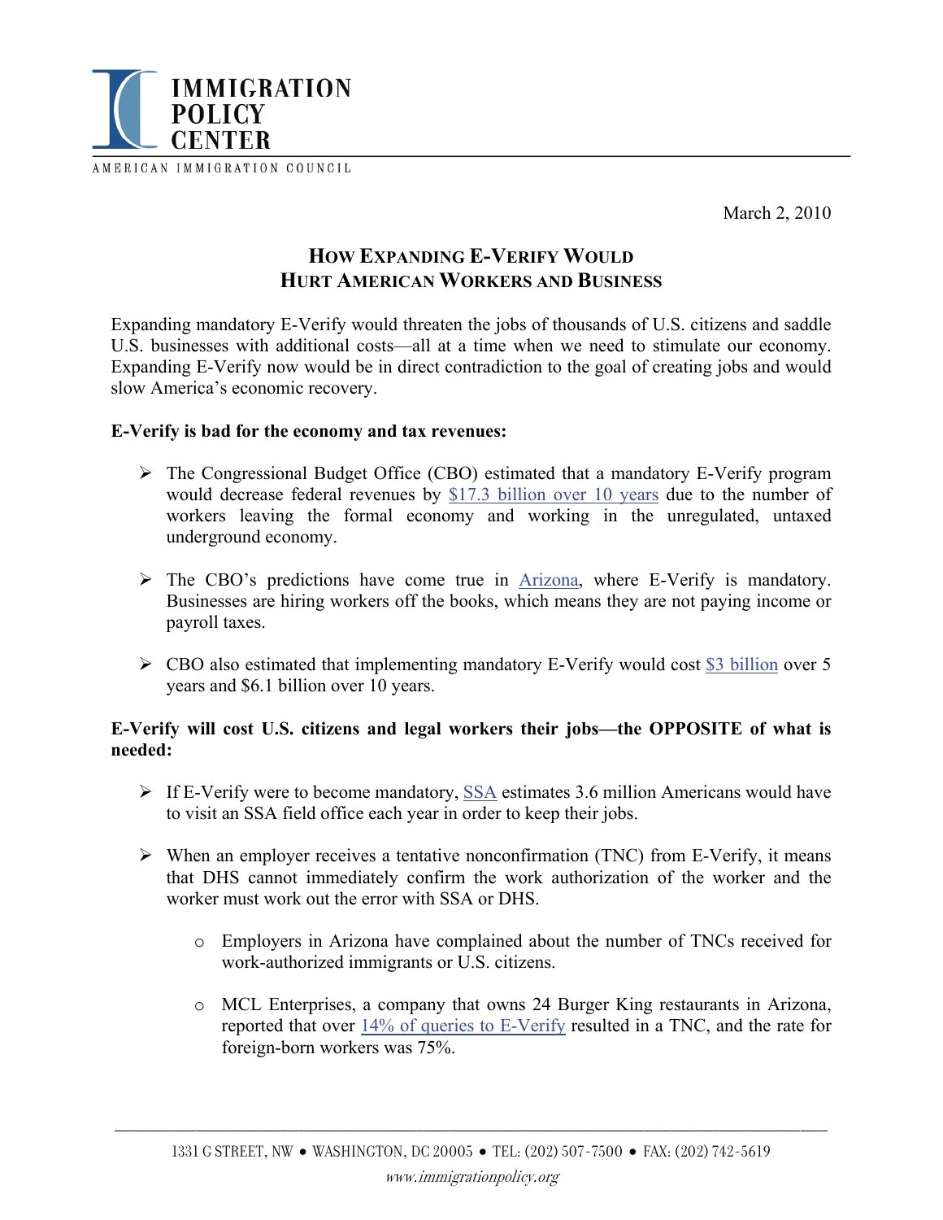IMMIGRATION POLICY CENTER

AMERICAN IMMIGRATION COUNCIL

March 2, 2010

# How Expanding E-Verify Would Hurt American Workers and Business

Expanding mandatory E-Verify would threaten the jobs of thousands of U.S. citizens and saddle U.S. businesses with additional costs—all at a time when we need to stimulate our economy. Expanding E-Verify now would be in direct contradiction to the goal of creating jobs and would slow America's economic recovery.

**E-Verify is bad for the economy and tax revenues:**

- The Congressional Budget Office (CBO) estimated that a mandatory E-Verify program would decrease federal revenues by $17.3 billion over 10 years due to the number of workers leaving the formal economy and working in the unregulated, untaxed underground economy.
- The CBO's predictions have come true in Arizona, where E-Verify is mandatory. Businesses are hiring workers off the books, which means they are not paying income or payroll taxes.
- CBO also estimated that implementing mandatory E-Verify would cost $3 billion over 5 years and $6.1 billion over 10 years.

**E-Verify will cost U.S. citizens and legal workers their jobs—the OPPOSITE of what is needed:**

- If E-Verify were to become mandatory, SSA estimates 3.6 million Americans would have to visit an SSA field office each year in order to keep their jobs.
- When an employer receives a tentative nonconfirmation (TNC) from E-Verify, it means that DHS cannot immediately confirm the work authorization of the worker and the worker must work out the error with SSA or DHS.
  - Employers in Arizona have complained about the number of TNCs received for work-authorized immigrants or U.S. citizens.
  - MCL Enterprises, a company that owns 24 Burger King restaurants in Arizona, reported that over 14% of queries to E-Verify resulted in a TNC, and the rate for foreign-born workers was 75%.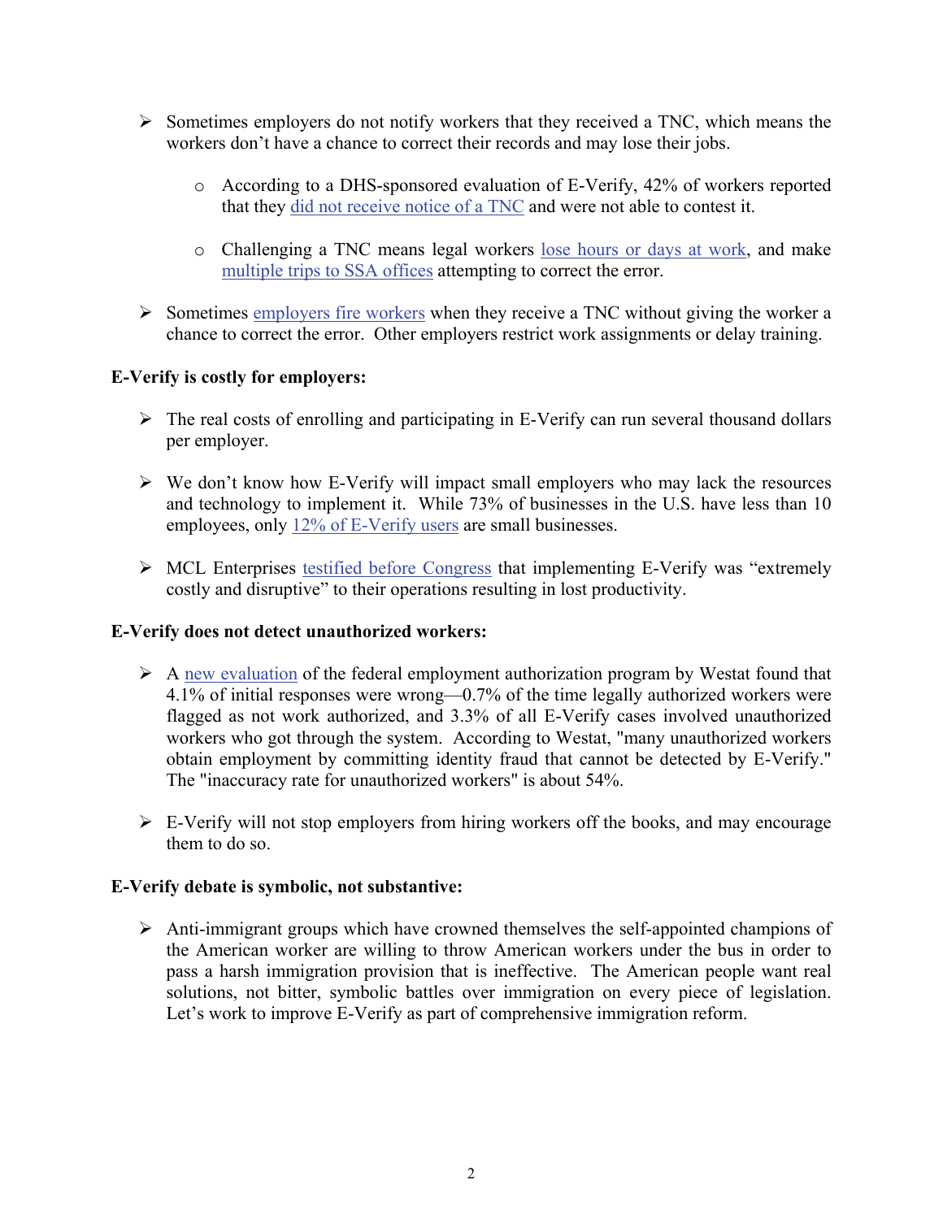- Sometimes employers do not notify workers that they received a TNC, which means the workers don't have a chance to correct their records and may lose their jobs.
  - According to a DHS-sponsored evaluation of E-Verify, 42% of workers reported that they did not receive notice of a TNC and were not able to contest it.
  - Challenging a TNC means legal workers lose hours or days at work, and make multiple trips to SSA offices attempting to correct the error.
- Sometimes employers fire workers when they receive a TNC without giving the worker a chance to correct the error. Other employers restrict work assignments or delay training.

**E-Verify is costly for employers:**

- The real costs of enrolling and participating in E-Verify can run several thousand dollars per employer.
- We don't know how E-Verify will impact small employers who may lack the resources and technology to implement it. While 73% of businesses in the U.S. have less than 10 employees, only 12% of E-Verify users are small businesses.
- MCL Enterprises testified before Congress that implementing E-Verify was "extremely costly and disruptive" to their operations resulting in lost productivity.

**E-Verify does not detect unauthorized workers:**

- A new evaluation of the federal employment authorization program by Westat found that 4.1% of initial responses were wrong—0.7% of the time legally authorized workers were flagged as not work authorized, and 3.3% of all E-Verify cases involved unauthorized workers who got through the system. According to Westat, "many unauthorized workers obtain employment by committing identity fraud that cannot be detected by E-Verify." The "inaccuracy rate for unauthorized workers" is about 54%.
- E-Verify will not stop employers from hiring workers off the books, and may encourage them to do so.

**E-Verify debate is symbolic, not substantive:**

- Anti-immigrant groups which have crowned themselves the self-appointed champions of the American worker are willing to throw American workers under the bus in order to pass a harsh immigration provision that is ineffective. The American people want real solutions, not bitter, symbolic battles over immigration on every piece of legislation. Let's work to improve E-Verify as part of comprehensive immigration reform.